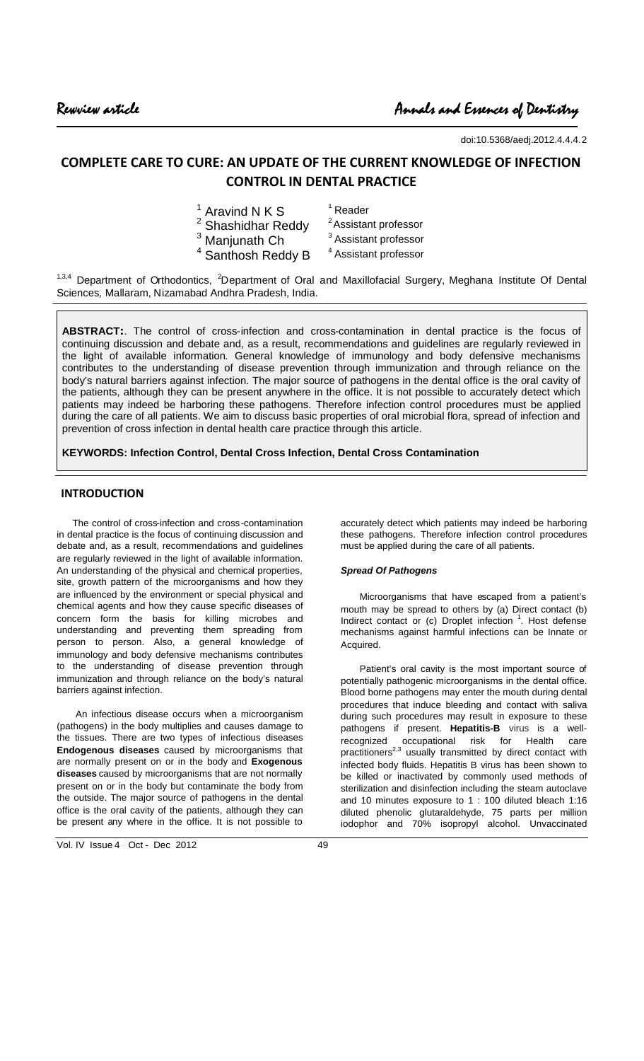Rewview article

Annals and Essences of Dentistry

doi:10.5368/aedj.2012.4.4.4.2

# COMPLETE CARE TO CURE: AN UPDATE OF THE CURRENT KNOWLEDGE OF INFECTION CONTROL IN DENTAL PRACTICE

[1] Aravind N K S — [1] Reader
[2] Shashidhar Reddy — [2] Assistant professor
[3] Manjunath Ch — [3] Assistant professor
[4] Santhosh Reddy B — [4] Assistant professor

[1,3,4] Department of Orthodontics, [2]Department of Oral and Maxillofacial Surgery, Meghana Institute Of Dental Sciences, Mallaram, Nizamabad Andhra Pradesh, India.

**ABSTRACT:**. The control of cross-infection and cross-contamination in dental practice is the focus of continuing discussion and debate and, as a result, recommendations and guidelines are regularly reviewed in the light of available information. General knowledge of immunology and body defensive mechanisms contributes to the understanding of disease prevention through immunization and through reliance on the body's natural barriers against infection. The major source of pathogens in the dental office is the oral cavity of the patients, although they can be present anywhere in the office. It is not possible to accurately detect which patients may indeed be harboring these pathogens. Therefore infection control procedures must be applied during the care of all patients. We aim to discuss basic properties of oral microbial flora, spread of infection and prevention of cross infection in dental health care practice through this article.

**KEYWORDS: Infection Control, Dental Cross Infection, Dental Cross Contamination**

## INTRODUCTION

The control of cross-infection and cross-contamination in dental practice is the focus of continuing discussion and debate and, as a result, recommendations and guidelines are regularly reviewed in the light of available information. An understanding of the physical and chemical properties, site, growth pattern of the microorganisms and how they are influenced by the environment or special physical and chemical agents and how they cause specific diseases of concern form the basis for killing microbes and understanding and preventing them spreading from person to person. Also, a general knowledge of immunology and body defensive mechanisms contributes to the understanding of disease prevention through immunization and through reliance on the body's natural barriers against infection.

An infectious disease occurs when a microorganism (pathogens) in the body multiplies and causes damage to the tissues. There are two types of infectious diseases **Endogenous diseases** caused by microorganisms that are normally present on or in the body and **Exogenous diseases** caused by microorganisms that are not normally present on or in the body but contaminate the body from the outside. The major source of pathogens in the dental office is the oral cavity of the patients, although they can be present any where in the office. It is not possible to accurately detect which patients may indeed be harboring these pathogens. Therefore infection control procedures must be applied during the care of all patients.

### *Spread Of Pathogens*

Microorganisms that have escaped from a patient's mouth may be spread to others by (a) Direct contact (b) Indirect contact or (c) Droplet infection [1]. Host defense mechanisms against harmful infections can be Innate or Acquired.

Patient's oral cavity is the most important source of potentially pathogenic microorganisms in the dental office. Blood borne pathogens may enter the mouth during dental procedures that induce bleeding and contact with saliva during such procedures may result in exposure to these pathogens if present. **Hepatitis-B** virus is a well-recognized occupational risk for Health care practitioners[2,3] usually transmitted by direct contact with infected body fluids. Hepatitis B virus has been shown to be killed or inactivated by commonly used methods of sterilization and disinfection including the steam autoclave and 10 minutes exposure to 1 : 100 diluted bleach 1:16 diluted phenolic glutaraldehyde, 75 parts per million iodophor and 70% isopropyl alcohol. Unvaccinated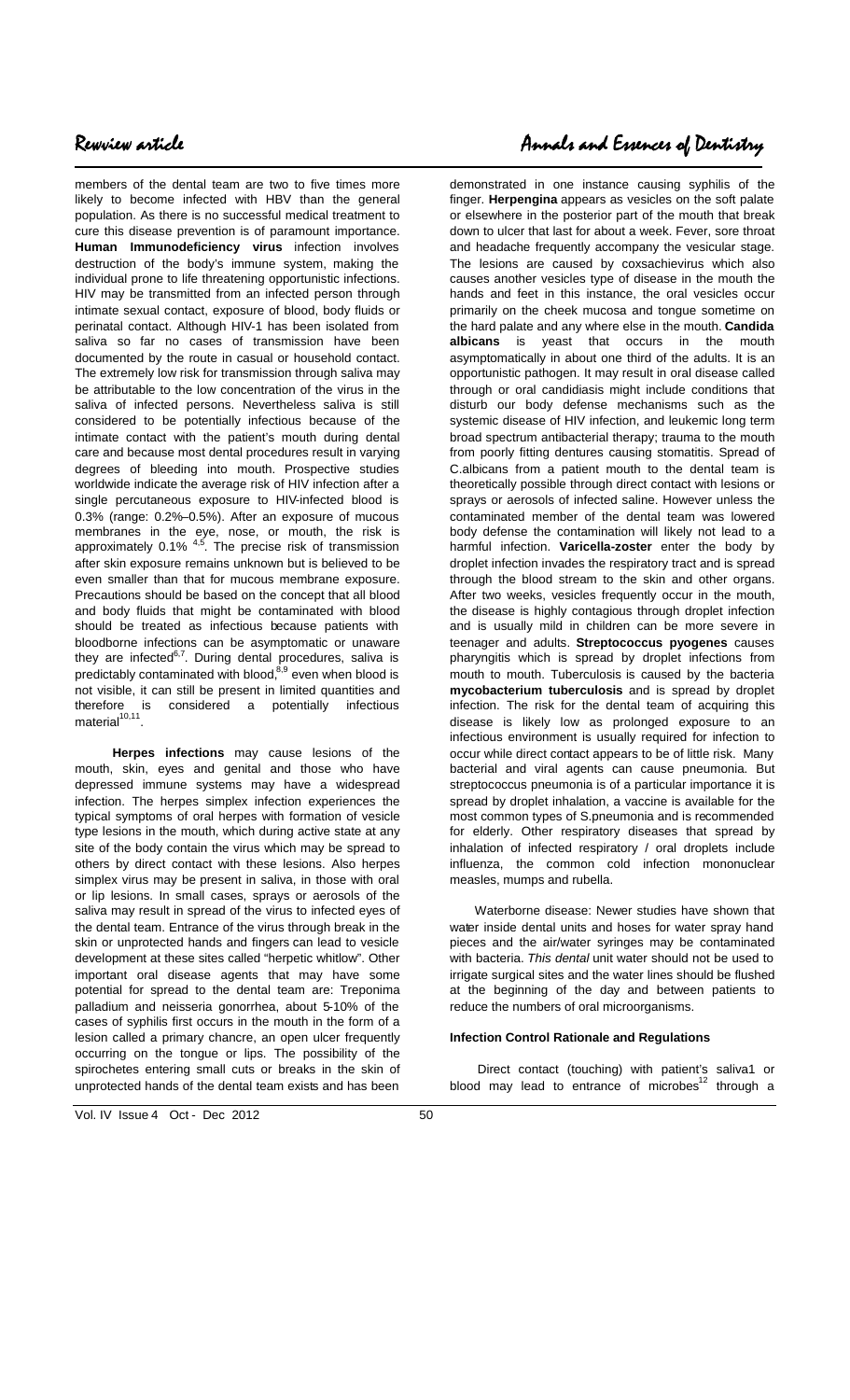members of the dental team are two to five times more likely to become infected with HBV than the general population. As there is no successful medical treatment to cure this disease prevention is of paramount importance. **Human Immunodeficiency virus** infection involves destruction of the body's immune system, making the individual prone to life threatening opportunistic infections. HIV may be transmitted from an infected person through intimate sexual contact, exposure of blood, body fluids or perinatal contact. Although HIV-1 has been isolated from saliva so far no cases of transmission have been documented by the route in casual or household contact. The extremely low risk for transmission through saliva may be attributable to the low concentration of the virus in the saliva of infected persons. Nevertheless saliva is still considered to be potentially infectious because of the intimate contact with the patient's mouth during dental care and because most dental procedures result in varying degrees of bleeding into mouth. Prospective studies worldwide indicate the average risk of HIV infection after a single percutaneous exposure to HIV-infected blood is 0.3% (range: 0.2%–0.5%). After an exposure of mucous membranes in the eye, nose, or mouth, the risk is approximately 0.1% [4,5]. The precise risk of transmission after skin exposure remains unknown but is believed to be even smaller than that for mucous membrane exposure. Precautions should be based on the concept that all blood and body fluids that might be contaminated with blood should be treated as infectious because patients with bloodborne infections can be asymptomatic or unaware they are infected[6,7]. During dental procedures, saliva is predictably contaminated with blood,[8,9] even when blood is not visible, it can still be present in limited quantities and therefore is considered a potentially infectious material[10,11].

**Herpes infections** may cause lesions of the mouth, skin, eyes and genital and those who have depressed immune systems may have a widespread infection. The herpes simplex infection experiences the typical symptoms of oral herpes with formation of vesicle type lesions in the mouth, which during active state at any site of the body contain the virus which may be spread to others by direct contact with these lesions. Also herpes simplex virus may be present in saliva, in those with oral or lip lesions. In small cases, sprays or aerosols of the saliva may result in spread of the virus to infected eyes of the dental team. Entrance of the virus through break in the skin or unprotected hands and fingers can lead to vesicle development at these sites called "herpetic whitlow". Other important oral disease agents that may have some potential for spread to the dental team are: Treponima palladium and neisseria gonorrhea, about 5-10% of the cases of syphilis first occurs in the mouth in the form of a lesion called a primary chancre, an open ulcer frequently occurring on the tongue or lips. The possibility of the spirochetes entering small cuts or breaks in the skin of unprotected hands of the dental team exists and has been demonstrated in one instance causing syphilis of the finger. **Herpengina** appears as vesicles on the soft palate or elsewhere in the posterior part of the mouth that break down to ulcer that last for about a week. Fever, sore throat and headache frequently accompany the vesicular stage. The lesions are caused by coxsachievirus which also causes another vesicles type of disease in the mouth the hands and feet in this instance, the oral vesicles occur primarily on the cheek mucosa and tongue sometime on the hard palate and any where else in the mouth. **Candida albicans** is yeast that occurs in the mouth asymptomatically in about one third of the adults. It is an opportunistic pathogen. It may result in oral disease called through or oral candidiasis might include conditions that disturb our body defense mechanisms such as the systemic disease of HIV infection, and leukemic long term broad spectrum antibacterial therapy; trauma to the mouth from poorly fitting dentures causing stomatitis. Spread of C.albicans from a patient mouth to the dental team is theoretically possible through direct contact with lesions or sprays or aerosols of infected saline. However unless the contaminated member of the dental team was lowered body defense the contamination will likely not lead to a harmful infection. **Varicella-zoster** enter the body by droplet infection invades the respiratory tract and is spread through the blood stream to the skin and other organs. After two weeks, vesicles frequently occur in the mouth, the disease is highly contagious through droplet infection and is usually mild in children can be more severe in teenager and adults. **Streptococcus pyogenes** causes pharyngitis which is spread by droplet infections from mouth to mouth. Tuberculosis is caused by the bacteria **mycobacterium tuberculosis** and is spread by droplet infection. The risk for the dental team of acquiring this disease is likely low as prolonged exposure to an infectious environment is usually required for infection to occur while direct contact appears to be of little risk. Many bacterial and viral agents can cause pneumonia. But streptococcus pneumonia is of a particular importance it is spread by droplet inhalation, a vaccine is available for the most common types of S.pneumonia and is recommended for elderly. Other respiratory diseases that spread by inhalation of infected respiratory / oral droplets include influenza, the common cold infection mononuclear measles, mumps and rubella.

Waterborne disease: Newer studies have shown that water inside dental units and hoses for water spray hand pieces and the air/water syringes may be contaminated with bacteria. *This dental* unit water should not be used to irrigate surgical sites and the water lines should be flushed at the beginning of the day and between patients to reduce the numbers of oral microorganisms.

**Infection Control Rationale and Regulations**

Direct contact (touching) with patient's saliva1 or blood may lead to entrance of microbes[12] through a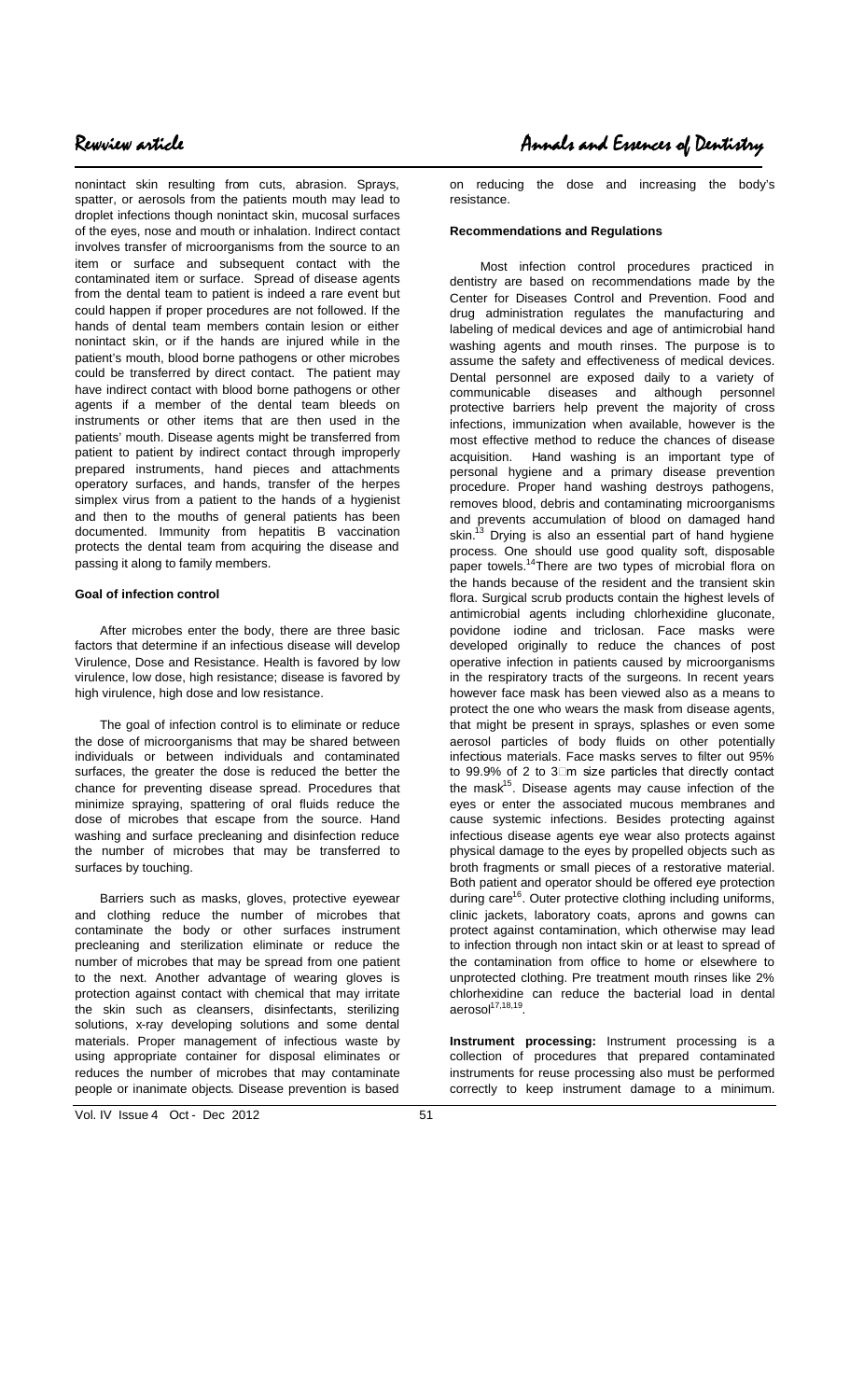nonintact skin resulting from cuts, abrasion. Sprays, spatter, or aerosols from the patients mouth may lead to droplet infections though nonintact skin, mucosal surfaces of the eyes, nose and mouth or inhalation. Indirect contact involves transfer of microorganisms from the source to an item or surface and subsequent contact with the contaminated item or surface. Spread of disease agents from the dental team to patient is indeed a rare event but could happen if proper procedures are not followed. If the hands of dental team members contain lesion or either nonintact skin, or if the hands are injured while in the patient's mouth, blood borne pathogens or other microbes could be transferred by direct contact. The patient may have indirect contact with blood borne pathogens or other agents if a member of the dental team bleeds on instruments or other items that are then used in the patients' mouth. Disease agents might be transferred from patient to patient by indirect contact through improperly prepared instruments, hand pieces and attachments operatory surfaces, and hands, transfer of the herpes simplex virus from a patient to the hands of a hygienist and then to the mouths of general patients has been documented. Immunity from hepatitis B vaccination protects the dental team from acquiring the disease and passing it along to family members.

**Goal of infection control**

After microbes enter the body, there are three basic factors that determine if an infectious disease will develop Virulence, Dose and Resistance. Health is favored by low virulence, low dose, high resistance; disease is favored by high virulence, high dose and low resistance.

The goal of infection control is to eliminate or reduce the dose of microorganisms that may be shared between individuals or between individuals and contaminated surfaces, the greater the dose is reduced the better the chance for preventing disease spread. Procedures that minimize spraying, spattering of oral fluids reduce the dose of microbes that escape from the source. Hand washing and surface precleaning and disinfection reduce the number of microbes that may be transferred to surfaces by touching.

Barriers such as masks, gloves, protective eyewear and clothing reduce the number of microbes that contaminate the body or other surfaces instrument precleaning and sterilization eliminate or reduce the number of microbes that may be spread from one patient to the next. Another advantage of wearing gloves is protection against contact with chemical that may irritate the skin such as cleansers, disinfectants, sterilizing solutions, x-ray developing solutions and some dental materials. Proper management of infectious waste by using appropriate container for disposal eliminates or reduces the number of microbes that may contaminate people or inanimate objects. Disease prevention is based on reducing the dose and increasing the body's resistance.

**Recommendations and Regulations**

Most infection control procedures practiced in dentistry are based on recommendations made by the Center for Diseases Control and Prevention. Food and drug administration regulates the manufacturing and labeling of medical devices and age of antimicrobial hand washing agents and mouth rinses. The purpose is to assume the safety and effectiveness of medical devices. Dental personnel are exposed daily to a variety of communicable diseases and although personnel protective barriers help prevent the majority of cross infections, immunization when available, however is the most effective method to reduce the chances of disease acquisition. Hand washing is an important type of personal hygiene and a primary disease prevention procedure. Proper hand washing destroys pathogens, removes blood, debris and contaminating microorganisms and prevents accumulation of blood on damaged hand skin.[13] Drying is also an essential part of hand hygiene process. One should use good quality soft, disposable paper towels.[14] There are two types of microbial flora on the hands because of the resident and the transient skin flora. Surgical scrub products contain the highest levels of antimicrobial agents including chlorhexidine gluconate, povidone iodine and triclosan. Face masks were developed originally to reduce the chances of post operative infection in patients caused by microorganisms in the respiratory tracts of the surgeons. In recent years however face mask has been viewed also as a means to protect the one who wears the mask from disease agents, that might be present in sprays, splashes or even some aerosol particles of body fluids on other potentially infectious materials. Face masks serves to filter out 95% to 99.9% of 2 to 3 μm size particles that directly contact the mask[15]. Disease agents may cause infection of the eyes or enter the associated mucous membranes and cause systemic infections. Besides protecting against infectious disease agents eye wear also protects against physical damage to the eyes by propelled objects such as broth fragments or small pieces of a restorative material. Both patient and operator should be offered eye protection during care[16]. Outer protective clothing including uniforms, clinic jackets, laboratory coats, aprons and gowns can protect against contamination, which otherwise may lead to infection through non intact skin or at least to spread of the contamination from office to home or elsewhere to unprotected clothing. Pre treatment mouth rinses like 2% chlorhexidine can reduce the bacterial load in dental aerosol[17,18,19].

**Instrument processing:** Instrument processing is a collection of procedures that prepared contaminated instruments for reuse processing also must be performed correctly to keep instrument damage to a minimum.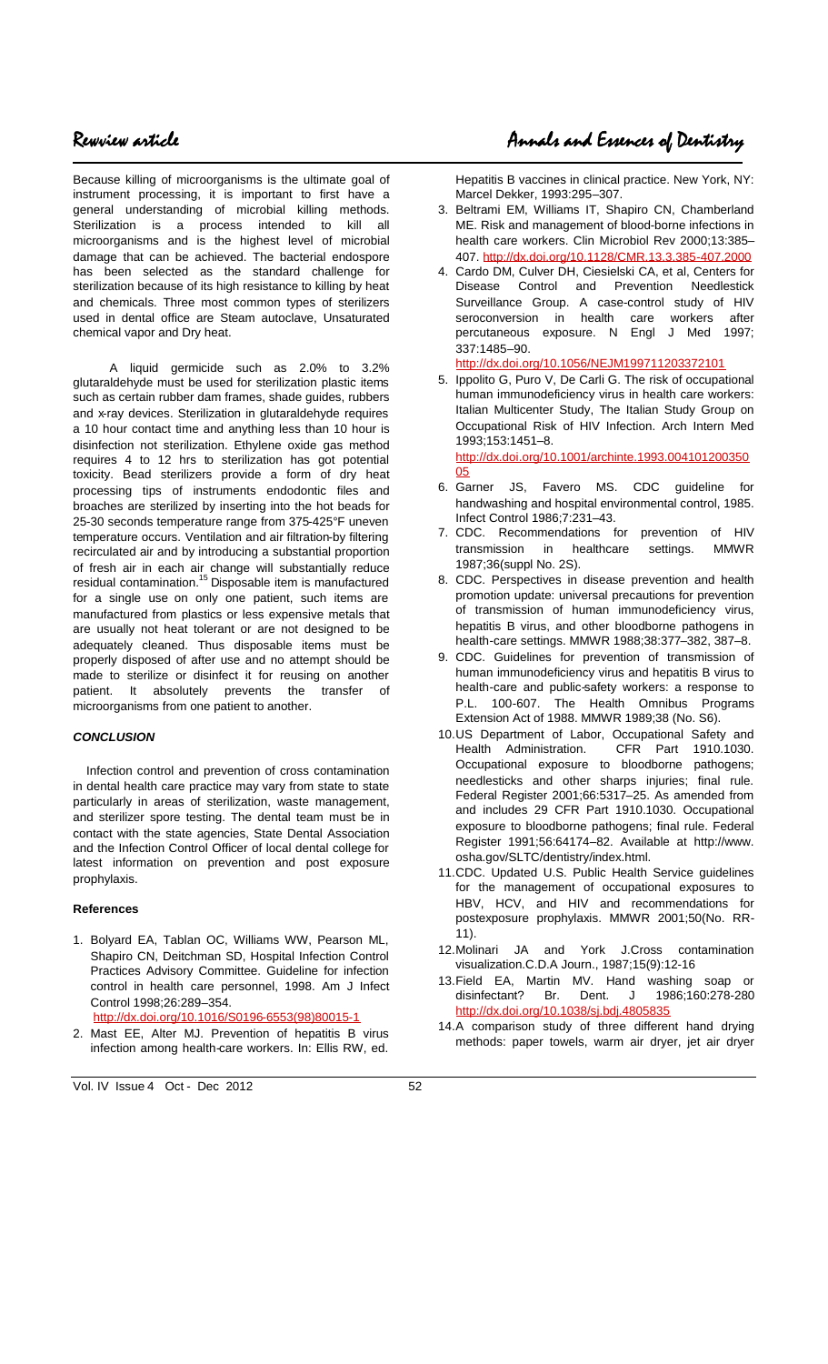Because killing of microorganisms is the ultimate goal of instrument processing, it is important to first have a general understanding of microbial killing methods. Sterilization is a process intended to kill all microorganisms and is the highest level of microbial damage that can be achieved. The bacterial endospore has been selected as the standard challenge for sterilization because of its high resistance to killing by heat and chemicals. Three most common types of sterilizers used in dental office are Steam autoclave, Unsaturated chemical vapor and Dry heat.

A liquid germicide such as 2.0% to 3.2% glutaraldehyde must be used for sterilization plastic items such as certain rubber dam frames, shade guides, rubbers and x-ray devices. Sterilization in glutaraldehyde requires a 10 hour contact time and anything less than 10 hour is disinfection not sterilization. Ethylene oxide gas method requires 4 to 12 hrs to sterilization has got potential toxicity. Bead sterilizers provide a form of dry heat processing tips of instruments endodontic files and broaches are sterilized by inserting into the hot beads for 25-30 seconds temperature range from 375-425°F uneven temperature occurs. Ventilation and air filtration-by filtering recirculated air and by introducing a substantial proportion of fresh air in each air change will substantially reduce residual contamination.[15] Disposable item is manufactured for a single use on only one patient, such items are manufactured from plastics or less expensive metals that are usually not heat tolerant or are not designed to be adequately cleaned. Thus disposable items must be properly disposed of after use and no attempt should be made to sterilize or disinfect it for reusing on another patient. It absolutely prevents the transfer of microorganisms from one patient to another.

### *CONCLUSION*

Infection control and prevention of cross contamination in dental health care practice may vary from state to state particularly in areas of sterilization, waste management, and sterilizer spore testing. The dental team must be in contact with the state agencies, State Dental Association and the Infection Control Officer of local dental college for latest information on prevention and post exposure prophylaxis.

### References

1. Bolyard EA, Tablan OC, Williams WW, Pearson ML, Shapiro CN, Deitchman SD, Hospital Infection Control Practices Advisory Committee. Guideline for infection control in health care personnel, 1998. Am J Infect Control 1998;26:289–354. http://dx.doi.org/10.1016/S0196-6553(98)80015-1
2. Mast EE, Alter MJ. Prevention of hepatitis B virus infection among health-care workers. In: Ellis RW, ed. Hepatitis B vaccines in clinical practice. New York, NY: Marcel Dekker, 1993:295–307.
3. Beltrami EM, Williams IT, Shapiro CN, Chamberland ME. Risk and management of blood-borne infections in health care workers. Clin Microbiol Rev 2000;13:385–407. http://dx.doi.org/10.1128/CMR.13.3.385-407.2000
4. Cardo DM, Culver DH, Ciesielski CA, et al, Centers for Disease Control and Prevention Needlestick Surveillance Group. A case-control study of HIV seroconversion in health care workers after percutaneous exposure. N Engl J Med 1997; 337:1485–90. http://dx.doi.org/10.1056/NEJM199711203372101
5. Ippolito G, Puro V, De Carli G. The risk of occupational human immunodeficiency virus in health care workers: Italian Multicenter Study, The Italian Study Group on Occupational Risk of HIV Infection. Arch Intern Med 1993;153:1451–8. http://dx.doi.org/10.1001/archinte.1993.00410120035005
6. Garner JS, Favero MS. CDC guideline for handwashing and hospital environmental control, 1985. Infect Control 1986;7:231–43.
7. CDC. Recommendations for prevention of HIV transmission in healthcare settings. MMWR 1987;36(suppl No. 2S).
8. CDC. Perspectives in disease prevention and health promotion update: universal precautions for prevention of transmission of human immunodeficiency virus, hepatitis B virus, and other bloodborne pathogens in health-care settings. MMWR 1988;38:377–382, 387–8.
9. CDC. Guidelines for prevention of transmission of human immunodeficiency virus and hepatitis B virus to health-care and public-safety workers: a response to P.L. 100-607. The Health Omnibus Programs Extension Act of 1988. MMWR 1989;38 (No. S6).
10. US Department of Labor, Occupational Safety and Health Administration. CFR Part 1910.1030. Occupational exposure to bloodborne pathogens; needlesticks and other sharps injuries; final rule. Federal Register 2001;66:5317–25. As amended from and includes 29 CFR Part 1910.1030. Occupational exposure to bloodborne pathogens; final rule. Federal Register 1991;56:64174–82. Available at http://www.osha.gov/SLTC/dentistry/index.html.
11. CDC. Updated U.S. Public Health Service guidelines for the management of occupational exposures to HBV, HCV, and HIV and recommendations for postexposure prophylaxis. MMWR 2001;50(No. RR-11).
12. Molinari JA and York J.Cross contamination visualization.C.D.A Journ., 1987;15(9):12-16
13. Field EA, Martin MV. Hand washing soap or disinfectant? Br. Dent. J 1986;160:278-280 http://dx.doi.org/10.1038/sj.bdj.4805835
14. A comparison study of three different hand drying methods: paper towels, warm air dryer, jet air dryer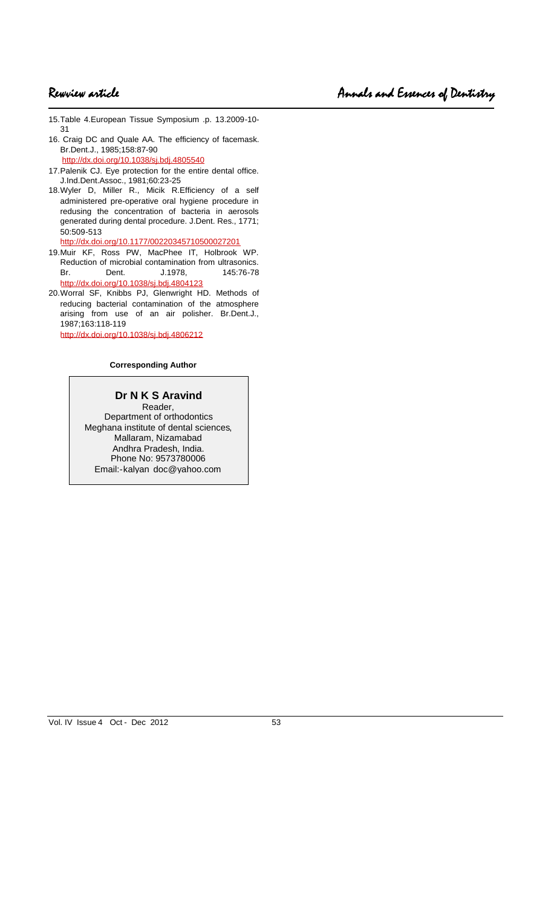15. Table 4.European Tissue Symposium .p. 13.2009-10-31
16. Craig DC and Quale AA. The efficiency of facemask. Br.Dent.J., 1985;158:87-90 http://dx.doi.org/10.1038/sj.bdj.4805540
17. Palenik CJ. Eye protection for the entire dental office. J.Ind.Dent.Assoc., 1981;60:23-25
18. Wyler D, Miller R., Micik R.Efficiency of a self administered pre-operative oral hygiene procedure in redusing the concentration of bacteria in aerosols generated during dental procedure. J.Dent. Res., 1771; 50:509-513 http://dx.doi.org/10.1177/00220345710500027201
19. Muir KF, Ross PW, MacPhee IT, Holbrook WP. Reduction of microbial contamination from ultrasonics. Br. Dent. J.1978, 145:76-78 http://dx.doi.org/10.1038/sj.bdj.4804123
20. Worral SF, Knibbs PJ, Glenwright HD. Methods of reducing bacterial contamination of the atmosphere arising from use of an air polisher. Br.Dent.J., 1987;163:118-119 http://dx.doi.org/10.1038/sj.bdj.4806212

**Corresponding Author**

**Dr N K S Aravind**
Reader,
Department of orthodontics
Meghana institute of dental sciences,
Mallaram, Nizamabad
Andhra Pradesh, India.
Phone No: 9573780006
Email:-kalyan doc@yahoo.com